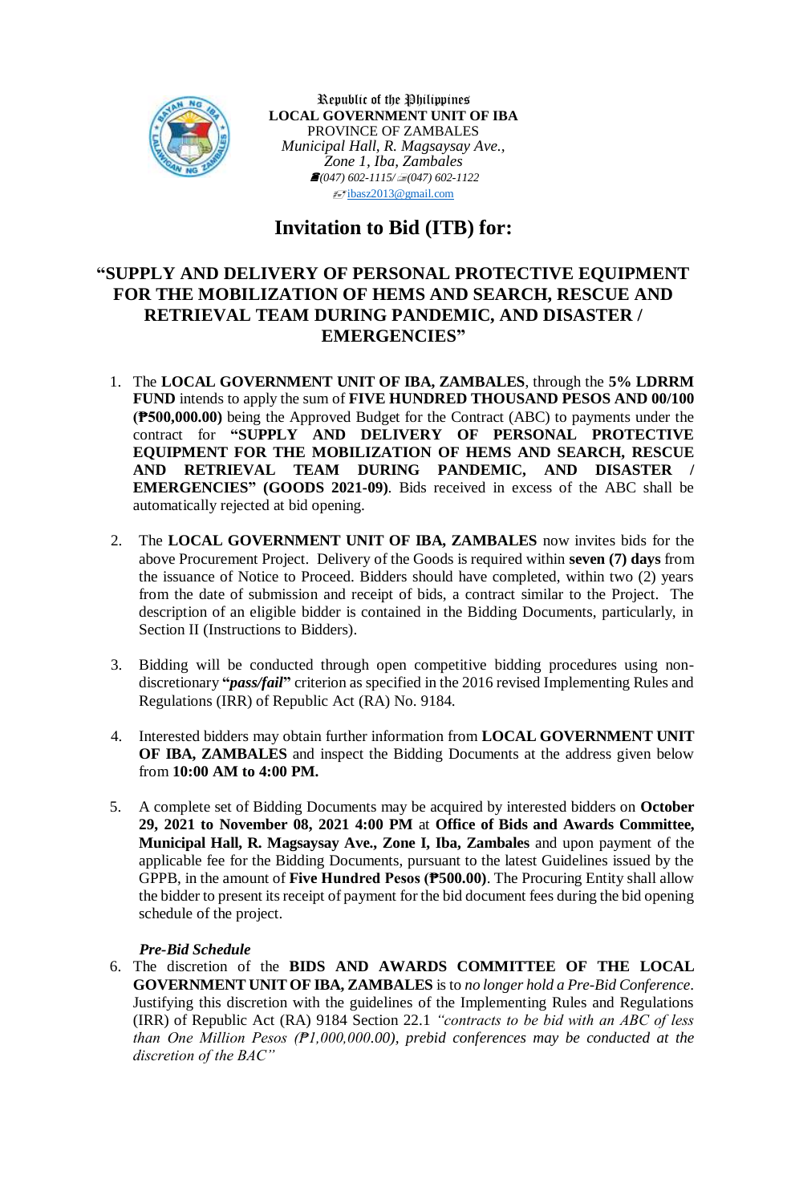Republic of the Philippines
**LOCAL GOVERNMENT UNIT OF IBA**
PROVINCE OF ZAMBALES
*Municipal Hall, R. Magsaysay Ave., Zone 1, Iba, Zambales*
*(047) 602-1115/ (047) 602-1122*
ibasz2013@gmail.com

# Invitation to Bid (ITB) for:

## "SUPPLY AND DELIVERY OF PERSONAL PROTECTIVE EQUIPMENT FOR THE MOBILIZATION OF HEMS AND SEARCH, RESCUE AND RETRIEVAL TEAM DURING PANDEMIC, AND DISASTER / EMERGENCIES"

1. The **LOCAL GOVERNMENT UNIT OF IBA, ZAMBALES**, through the **5% LDRRM FUND** intends to apply the sum of **FIVE HUNDRED THOUSAND PESOS AND 00/100 (₱500,000.00)** being the Approved Budget for the Contract (ABC) to payments under the contract for **"SUPPLY AND DELIVERY OF PERSONAL PROTECTIVE EQUIPMENT FOR THE MOBILIZATION OF HEMS AND SEARCH, RESCUE AND RETRIEVAL TEAM DURING PANDEMIC, AND DISASTER / EMERGENCIES" (GOODS 2021-09)**. Bids received in excess of the ABC shall be automatically rejected at bid opening.

2. The **LOCAL GOVERNMENT UNIT OF IBA, ZAMBALES** now invites bids for the above Procurement Project. Delivery of the Goods is required within **seven (7) days** from the issuance of Notice to Proceed. Bidders should have completed, within two (2) years from the date of submission and receipt of bids, a contract similar to the Project. The description of an eligible bidder is contained in the Bidding Documents, particularly, in Section II (Instructions to Bidders).

3. Bidding will be conducted through open competitive bidding procedures using non-discretionary **"*pass/fail*"** criterion as specified in the 2016 revised Implementing Rules and Regulations (IRR) of Republic Act (RA) No. 9184.

4. Interested bidders may obtain further information from **LOCAL GOVERNMENT UNIT OF IBA, ZAMBALES** and inspect the Bidding Documents at the address given below from **10:00 AM to 4:00 PM.**

5. A complete set of Bidding Documents may be acquired by interested bidders on **October 29, 2021 to November 08, 2021 4:00 PM** at **Office of Bids and Awards Committee, Municipal Hall, R. Magsaysay Ave., Zone I, Iba, Zambales** and upon payment of the applicable fee for the Bidding Documents, pursuant to the latest Guidelines issued by the GPPB, in the amount of **Five Hundred Pesos (₱500.00)**. The Procuring Entity shall allow the bidder to present its receipt of payment for the bid document fees during the bid opening schedule of the project.

***Pre-Bid Schedule***

6. The discretion of the **BIDS AND AWARDS COMMITTEE OF THE LOCAL GOVERNMENT UNIT OF IBA, ZAMBALES** is to *no longer hold a Pre-Bid Conference*. Justifying this discretion with the guidelines of the Implementing Rules and Regulations (IRR) of Republic Act (RA) 9184 Section 22.1 *"contracts to be bid with an ABC of less than One Million Pesos (₱1,000,000.00), prebid conferences may be conducted at the discretion of the BAC"*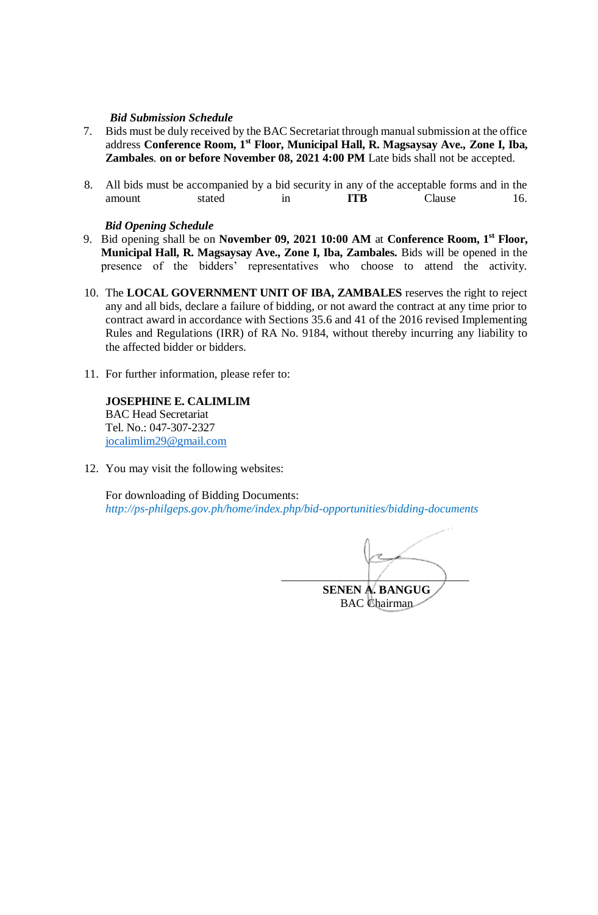***Bid Submission Schedule***

7. Bids must be duly received by the BAC Secretariat through manual submission at the office address **Conference Room, 1st Floor, Municipal Hall, R. Magsaysay Ave., Zone I, Iba, Zambales**. **on or before November 08, 2021 4:00 PM** Late bids shall not be accepted.

8. All bids must be accompanied by a bid security in any of the acceptable forms and in the amount stated in **ITB** Clause 16.

***Bid Opening Schedule***

9. Bid opening shall be on **November 09, 2021 10:00 AM** at **Conference Room, 1st Floor, Municipal Hall, R. Magsaysay Ave., Zone I, Iba, Zambales.** Bids will be opened in the presence of the bidders' representatives who choose to attend the activity.

10. The **LOCAL GOVERNMENT UNIT OF IBA, ZAMBALES** reserves the right to reject any and all bids, declare a failure of bidding, or not award the contract at any time prior to contract award in accordance with Sections 35.6 and 41 of the 2016 revised Implementing Rules and Regulations (IRR) of RA No. 9184, without thereby incurring any liability to the affected bidder or bidders.

11. For further information, please refer to:

    **JOSEPHINE E. CALIMLIM**
    BAC Head Secretariat
    Tel. No.: 047-307-2327
    jocalimlim29@gmail.com

12. You may visit the following websites:

    For downloading of Bidding Documents:
    *http://ps-philgeps.gov.ph/home/index.php/bid-opportunities/bidding-documents*

**SENEN A. BANGUG**
BAC Chairman